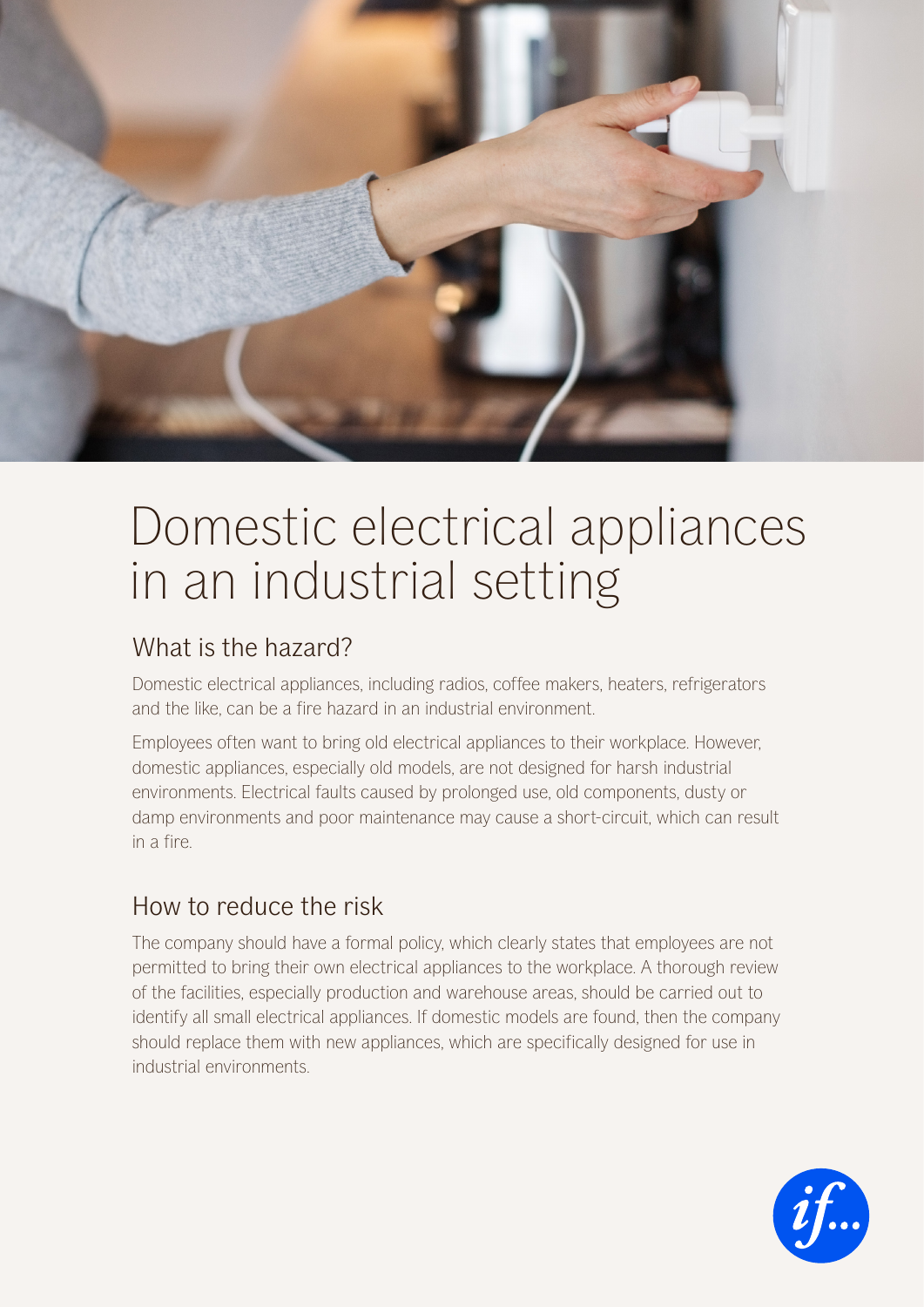# Domestic electrical appliances in an industrial setting

## What is the hazard?

Domestic electrical appliances, including radios, coffee makers, heaters, refrigerators and the like, can be a fire hazard in an industrial environment.

Employees often want to bring old electrical appliances to their workplace. However, domestic appliances, especially old models, are not designed for harsh industrial environments. Electrical faults caused by prolonged use, old components, dusty or damp environments and poor maintenance may cause a short-circuit, which can result in a fire.

## How to reduce the risk

The company should have a formal policy, which clearly states that employees are not permitted to bring their own electrical appliances to the workplace. A thorough review of the facilities, especially production and warehouse areas, should be carried out to identify all small electrical appliances. If domestic models are found, then the company should replace them with new appliances, which are specifically designed for use in industrial environments.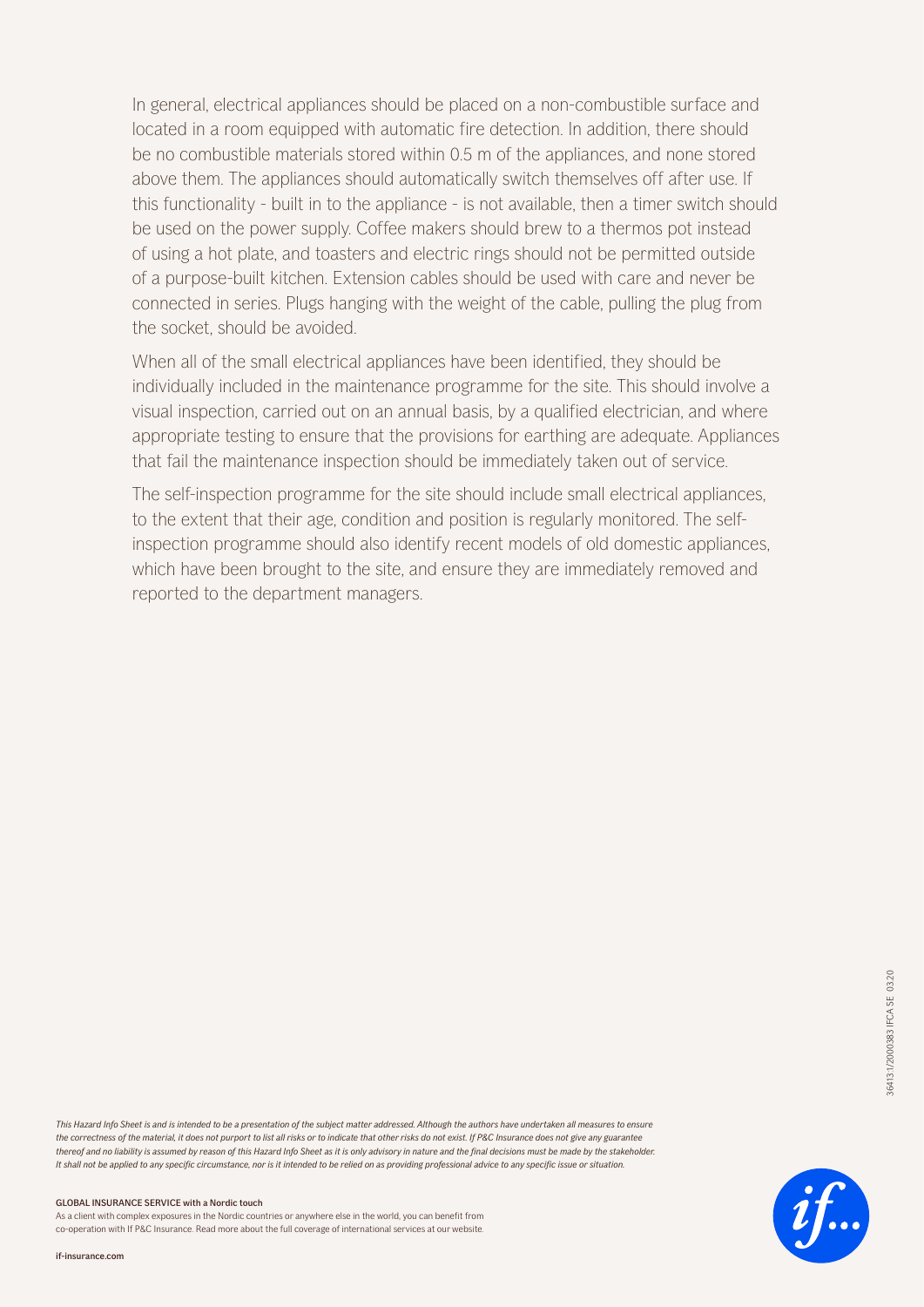In general, electrical appliances should be placed on a non-combustible surface and located in a room equipped with automatic fire detection. In addition, there should be no combustible materials stored within 0.5 m of the appliances, and none stored above them. The appliances should automatically switch themselves off after use. If this functionality - built in to the appliance - is not available, then a timer switch should be used on the power supply. Coffee makers should brew to a thermos pot instead of using a hot plate, and toasters and electric rings should not be permitted outside of a purpose-built kitchen. Extension cables should be used with care and never be connected in series. Plugs hanging with the weight of the cable, pulling the plug from the socket, should be avoided.

When all of the small electrical appliances have been identified, they should be individually included in the maintenance programme for the site. This should involve a visual inspection, carried out on an annual basis, by a qualified electrician, and where appropriate testing to ensure that the provisions for earthing are adequate. Appliances that fail the maintenance inspection should be immediately taken out of service.

The self-inspection programme for the site should include small electrical appliances, to the extent that their age, condition and position is regularly monitored. The self-inspection programme should also identify recent models of old domestic appliances, which have been brought to the site, and ensure they are immediately removed and reported to the department managers.

*This Hazard Info Sheet is and is intended to be a presentation of the subject matter addressed. Although the authors have undertaken all measures to ensure the correctness of the material, it does not purport to list all risks or to indicate that other risks do not exist. If P&C Insurance does not give any guarantee thereof and no liability is assumed by reason of this Hazard Info Sheet as it is only advisory in nature and the final decisions must be made by the stakeholder. It shall not be applied to any specific circumstance, nor is it intended to be relied on as providing professional advice to any specific issue or situation.*

**GLOBAL INSURANCE SERVICE with a Nordic touch**

As a client with complex exposures in the Nordic countries or anywhere else in the world, you can benefit from co-operation with If P&C Insurance. Read more about the full coverage of international services at our website.

**if-insurance.com**

36413.1/2000383 IFCA SE 03.20